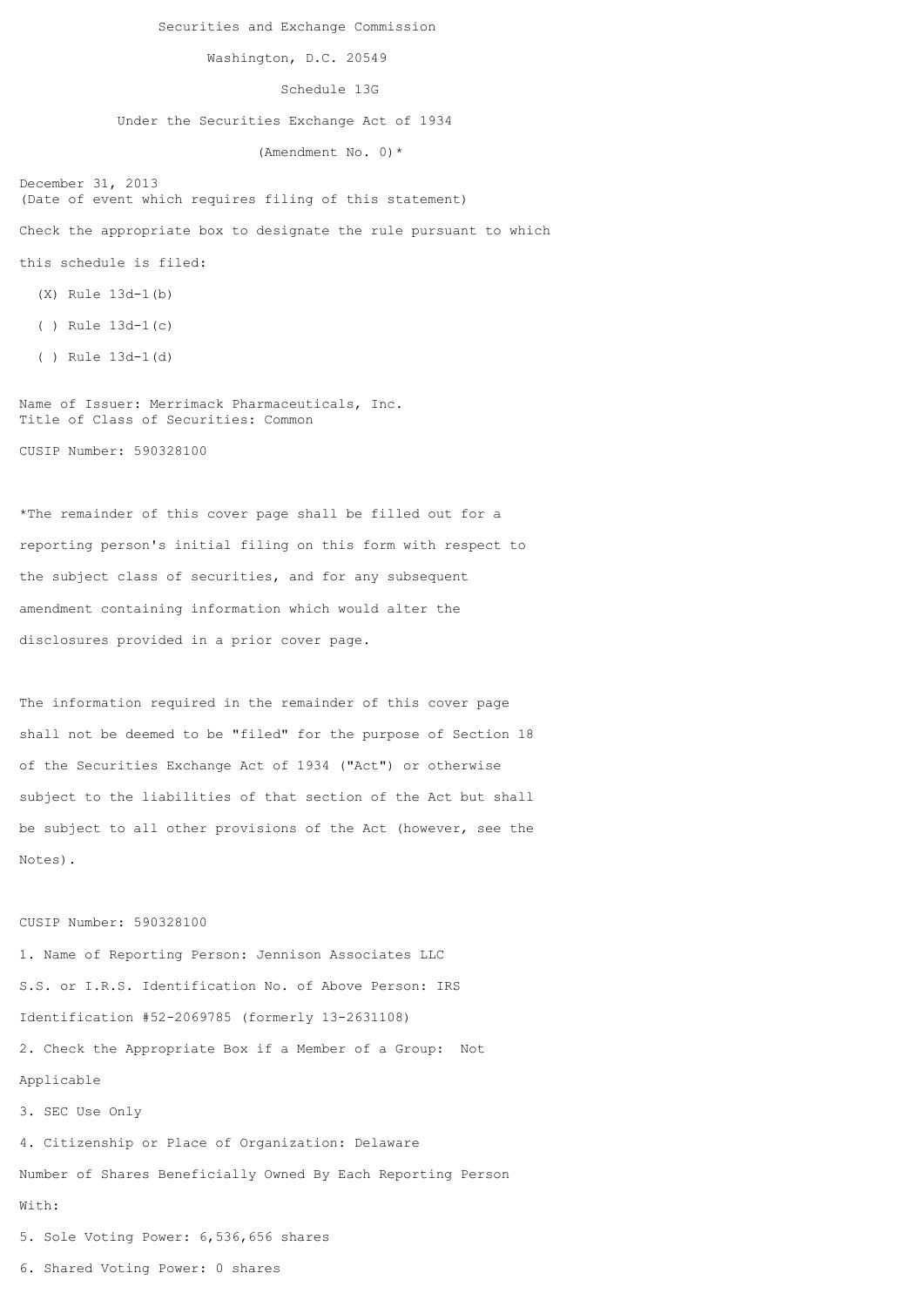Securities and Exchange Commission

Washington, D.C. 20549

Schedule 13G

Under the Securities Exchange Act of 1934

(Amendment No. 0)*

December 31, 2013
(Date of event which requires filing of this statement)

Check the appropriate box to designate the rule pursuant to which this schedule is filed:

(X) Rule 13d-1(b)

( ) Rule 13d-1(c)

( ) Rule 13d-1(d)

Name of Issuer: Merrimack Pharmaceuticals, Inc.
Title of Class of Securities: Common

CUSIP Number: 590328100

*The remainder of this cover page shall be filled out for a reporting person's initial filing on this form with respect to the subject class of securities, and for any subsequent amendment containing information which would alter the disclosures provided in a prior cover page.

The information required in the remainder of this cover page shall not be deemed to be "filed" for the purpose of Section 18 of the Securities Exchange Act of 1934 ("Act") or otherwise subject to the liabilities of that section of the Act but shall be subject to all other provisions of the Act (however, see the Notes).

CUSIP Number: 590328100

1. Name of Reporting Person: Jennison Associates LLC

S.S. or I.R.S. Identification No. of Above Person: IRS Identification #52-2069785 (formerly 13-2631108)

2. Check the Appropriate Box if a Member of a Group: Not Applicable

3. SEC Use Only

4. Citizenship or Place of Organization: Delaware

Number of Shares Beneficially Owned By Each Reporting Person With:

5. Sole Voting Power: 6,536,656 shares

6. Shared Voting Power: 0 shares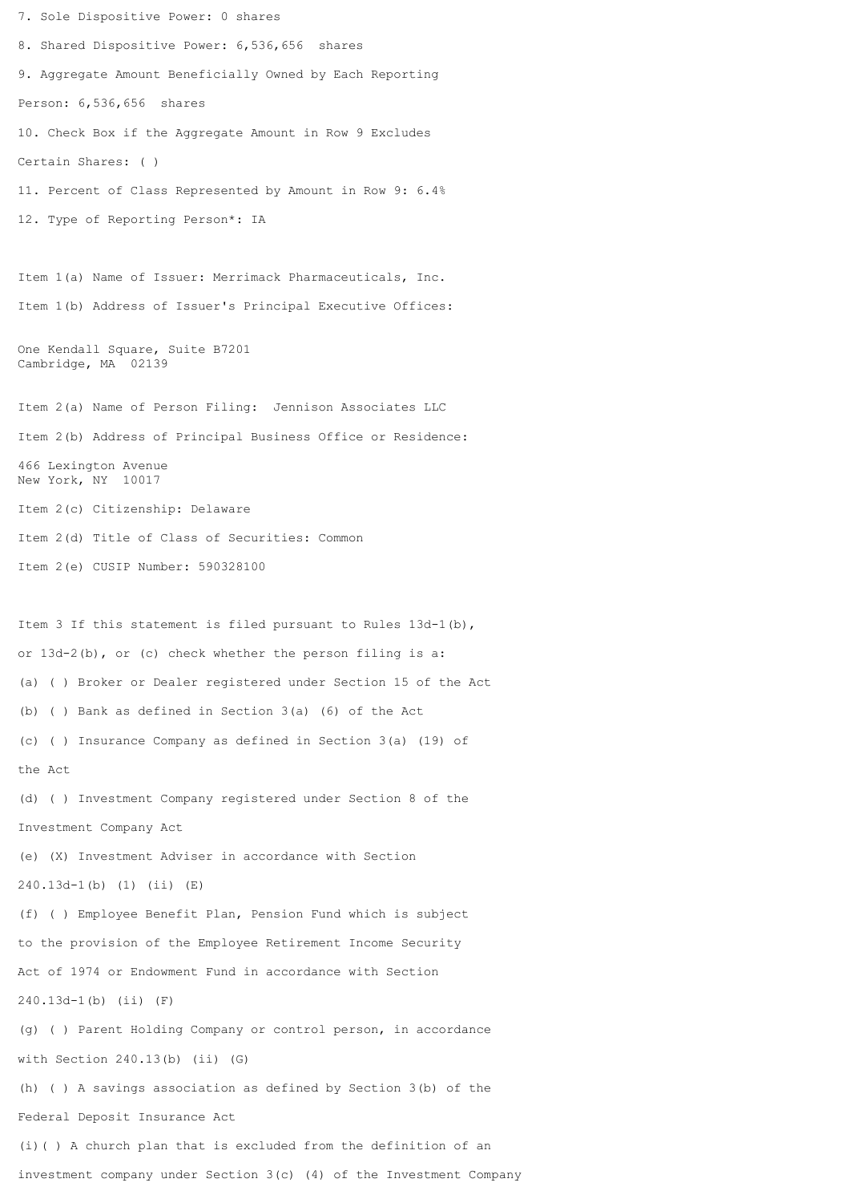7. Sole Dispositive Power: 0 shares

8. Shared Dispositive Power: 6,536,656 shares

9. Aggregate Amount Beneficially Owned by Each Reporting

Person: 6,536,656 shares

10. Check Box if the Aggregate Amount in Row 9 Excludes

Certain Shares: ( )

11. Percent of Class Represented by Amount in Row 9: 6.4%

12. Type of Reporting Person*: IA

Item 1(a) Name of Issuer: Merrimack Pharmaceuticals, Inc.

Item 1(b) Address of Issuer's Principal Executive Offices:

One Kendall Square, Suite B7201
Cambridge, MA 02139

Item 2(a) Name of Person Filing: Jennison Associates LLC

Item 2(b) Address of Principal Business Office or Residence:

466 Lexington Avenue
New York, NY 10017

Item 2(c) Citizenship: Delaware

Item 2(d) Title of Class of Securities: Common

Item 2(e) CUSIP Number: 590328100

Item 3 If this statement is filed pursuant to Rules 13d-1(b),

or 13d-2(b), or (c) check whether the person filing is a:

(a) ( ) Broker or Dealer registered under Section 15 of the Act

(b) ( ) Bank as defined in Section 3(a) (6) of the Act

(c) ( ) Insurance Company as defined in Section 3(a) (19) of

the Act

(d) ( ) Investment Company registered under Section 8 of the

Investment Company Act

(e) (X) Investment Adviser in accordance with Section

240.13d-1(b) (1) (ii) (E)

(f) ( ) Employee Benefit Plan, Pension Fund which is subject

to the provision of the Employee Retirement Income Security

Act of 1974 or Endowment Fund in accordance with Section

240.13d-1(b) (ii) (F)

(g) ( ) Parent Holding Company or control person, in accordance

with Section 240.13(b) (ii) (G)

(h) ( ) A savings association as defined by Section 3(b) of the

Federal Deposit Insurance Act

(i)( ) A church plan that is excluded from the definition of an

investment company under Section 3(c) (4) of the Investment Company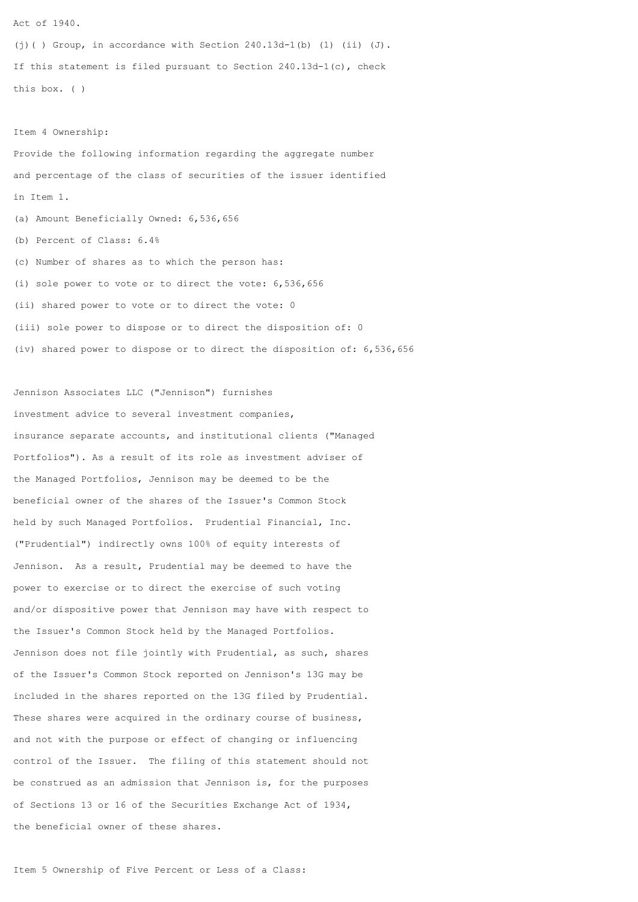Act of 1940.

(j)( ) Group, in accordance with Section 240.13d-1(b) (1) (ii) (J).

If this statement is filed pursuant to Section 240.13d-1(c), check this box. ( )

Item 4 Ownership:

Provide the following information regarding the aggregate number and percentage of the class of securities of the issuer identified in Item 1.

(a) Amount Beneficially Owned: 6,536,656

(b) Percent of Class: 6.4%

(c) Number of shares as to which the person has:

(i) sole power to vote or to direct the vote: 6,536,656

(ii) shared power to vote or to direct the vote: 0

(iii) sole power to dispose or to direct the disposition of: 0

(iv) shared power to dispose or to direct the disposition of: 6,536,656

Jennison Associates LLC ("Jennison") furnishes investment advice to several investment companies, insurance separate accounts, and institutional clients ("Managed Portfolios"). As a result of its role as investment adviser of the Managed Portfolios, Jennison may be deemed to be the beneficial owner of the shares of the Issuer's Common Stock held by such Managed Portfolios. Prudential Financial, Inc. ("Prudential") indirectly owns 100% of equity interests of Jennison. As a result, Prudential may be deemed to have the power to exercise or to direct the exercise of such voting and/or dispositive power that Jennison may have with respect to the Issuer's Common Stock held by the Managed Portfolios. Jennison does not file jointly with Prudential, as such, shares of the Issuer's Common Stock reported on Jennison's 13G may be included in the shares reported on the 13G filed by Prudential. These shares were acquired in the ordinary course of business, and not with the purpose or effect of changing or influencing control of the Issuer. The filing of this statement should not be construed as an admission that Jennison is, for the purposes of Sections 13 or 16 of the Securities Exchange Act of 1934, the beneficial owner of these shares.

Item 5 Ownership of Five Percent or Less of a Class: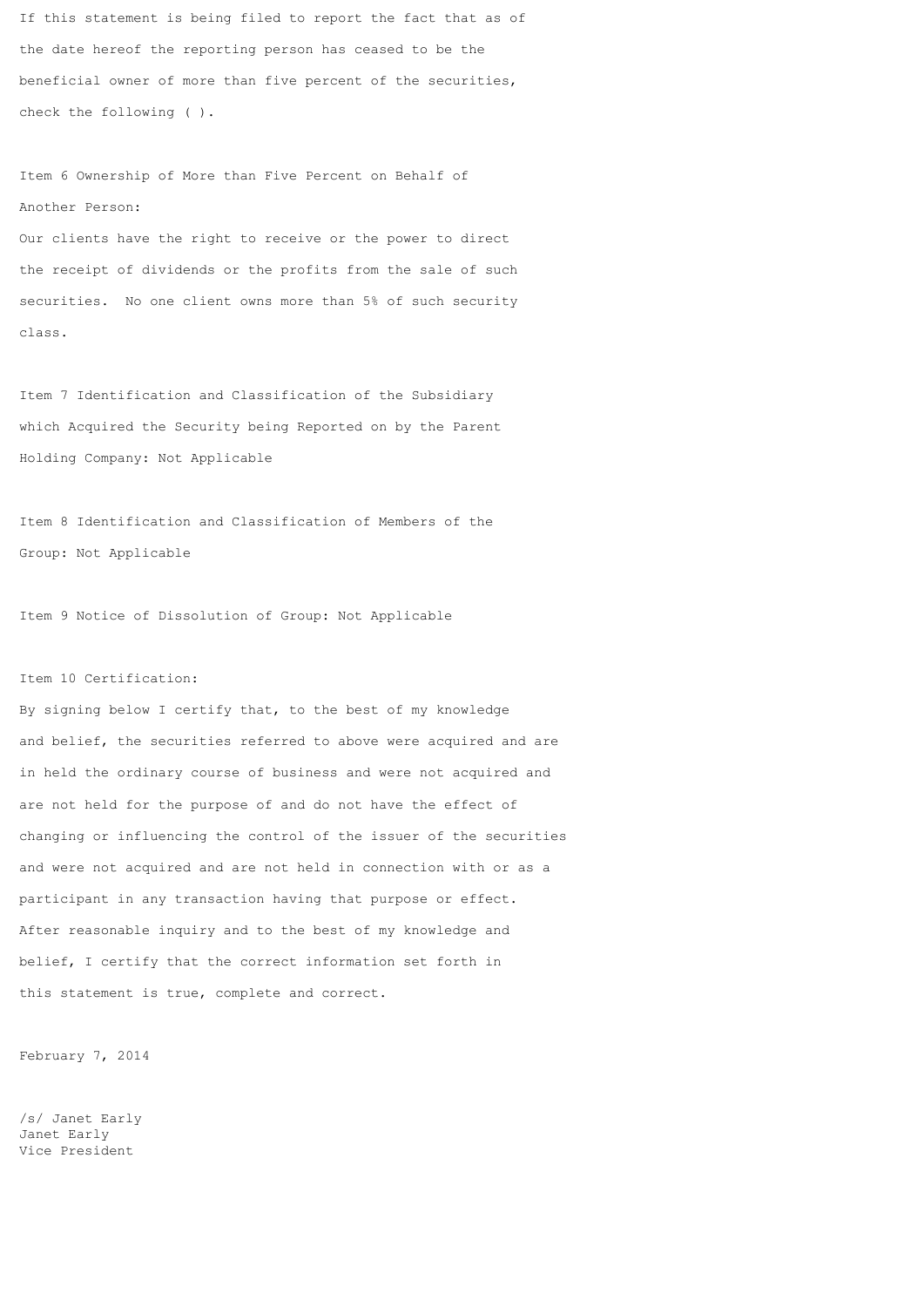If this statement is being filed to report the fact that as of the date hereof the reporting person has ceased to be the beneficial owner of more than five percent of the securities, check the following ( ).

Item 6 Ownership of More than Five Percent on Behalf of Another Person:
Our clients have the right to receive or the power to direct the receipt of dividends or the profits from the sale of such securities. No one client owns more than 5% of such security class.

Item 7 Identification and Classification of the Subsidiary which Acquired the Security being Reported on by the Parent Holding Company: Not Applicable

Item 8 Identification and Classification of Members of the Group: Not Applicable

Item 9 Notice of Dissolution of Group: Not Applicable

Item 10 Certification:
By signing below I certify that, to the best of my knowledge and belief, the securities referred to above were acquired and are in held the ordinary course of business and were not acquired and are not held for the purpose of and do not have the effect of changing or influencing the control of the issuer of the securities and were not acquired and are not held in connection with or as a participant in any transaction having that purpose or effect.
After reasonable inquiry and to the best of my knowledge and belief, I certify that the correct information set forth in this statement is true, complete and correct.

February 7, 2014

/s/ Janet Early
Janet Early
Vice President